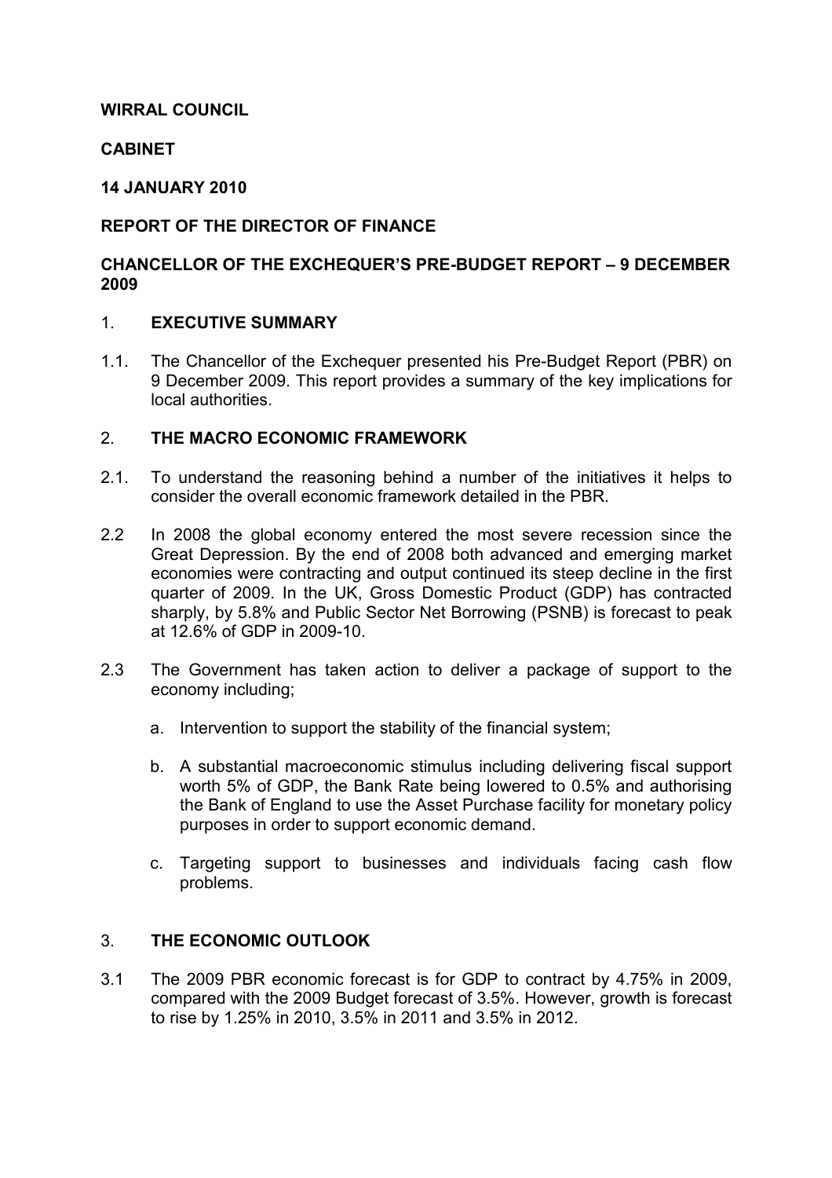**WIRRAL COUNCIL**

**CABINET**

**14 JANUARY 2010**

**REPORT OF THE DIRECTOR OF FINANCE**

**CHANCELLOR OF THE EXCHEQUER'S PRE-BUDGET REPORT – 9 DECEMBER 2009**

## 1. EXECUTIVE SUMMARY

1.1. The Chancellor of the Exchequer presented his Pre-Budget Report (PBR) on 9 December 2009. This report provides a summary of the key implications for local authorities.

## 2. THE MACRO ECONOMIC FRAMEWORK

2.1. To understand the reasoning behind a number of the initiatives it helps to consider the overall economic framework detailed in the PBR.

2.2 In 2008 the global economy entered the most severe recession since the Great Depression. By the end of 2008 both advanced and emerging market economies were contracting and output continued its steep decline in the first quarter of 2009. In the UK, Gross Domestic Product (GDP) has contracted sharply, by 5.8% and Public Sector Net Borrowing (PSNB) is forecast to peak at 12.6% of GDP in 2009-10.

2.3 The Government has taken action to deliver a package of support to the economy including;

a. Intervention to support the stability of the financial system;

b. A substantial macroeconomic stimulus including delivering fiscal support worth 5% of GDP, the Bank Rate being lowered to 0.5% and authorising the Bank of England to use the Asset Purchase facility for monetary policy purposes in order to support economic demand.

c. Targeting support to businesses and individuals facing cash flow problems.

## 3. THE ECONOMIC OUTLOOK

3.1 The 2009 PBR economic forecast is for GDP to contract by 4.75% in 2009, compared with the 2009 Budget forecast of 3.5%. However, growth is forecast to rise by 1.25% in 2010, 3.5% in 2011 and 3.5% in 2012.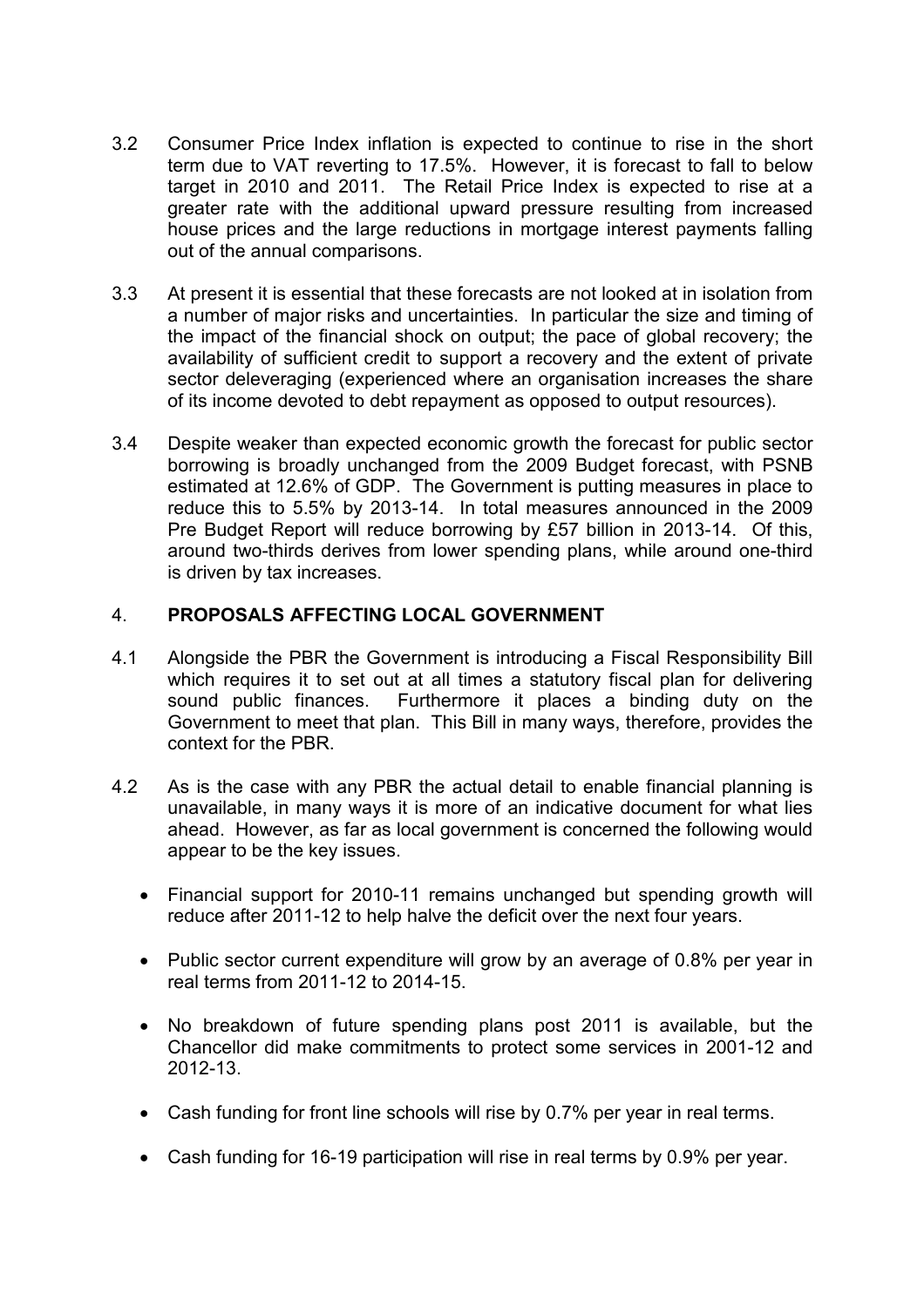3.2 Consumer Price Index inflation is expected to continue to rise in the short term due to VAT reverting to 17.5%. However, it is forecast to fall to below target in 2010 and 2011. The Retail Price Index is expected to rise at a greater rate with the additional upward pressure resulting from increased house prices and the large reductions in mortgage interest payments falling out of the annual comparisons.

3.3 At present it is essential that these forecasts are not looked at in isolation from a number of major risks and uncertainties. In particular the size and timing of the impact of the financial shock on output; the pace of global recovery; the availability of sufficient credit to support a recovery and the extent of private sector deleveraging (experienced where an organisation increases the share of its income devoted to debt repayment as opposed to output resources).

3.4 Despite weaker than expected economic growth the forecast for public sector borrowing is broadly unchanged from the 2009 Budget forecast, with PSNB estimated at 12.6% of GDP. The Government is putting measures in place to reduce this to 5.5% by 2013-14. In total measures announced in the 2009 Pre Budget Report will reduce borrowing by £57 billion in 2013-14. Of this, around two-thirds derives from lower spending plans, while around one-third is driven by tax increases.

## 4. PROPOSALS AFFECTING LOCAL GOVERNMENT

4.1 Alongside the PBR the Government is introducing a Fiscal Responsibility Bill which requires it to set out at all times a statutory fiscal plan for delivering sound public finances. Furthermore it places a binding duty on the Government to meet that plan. This Bill in many ways, therefore, provides the context for the PBR.

4.2 As is the case with any PBR the actual detail to enable financial planning is unavailable, in many ways it is more of an indicative document for what lies ahead. However, as far as local government is concerned the following would appear to be the key issues.

- Financial support for 2010-11 remains unchanged but spending growth will reduce after 2011-12 to help halve the deficit over the next four years.
- Public sector current expenditure will grow by an average of 0.8% per year in real terms from 2011-12 to 2014-15.
- No breakdown of future spending plans post 2011 is available, but the Chancellor did make commitments to protect some services in 2001-12 and 2012-13.
- Cash funding for front line schools will rise by 0.7% per year in real terms.
- Cash funding for 16-19 participation will rise in real terms by 0.9% per year.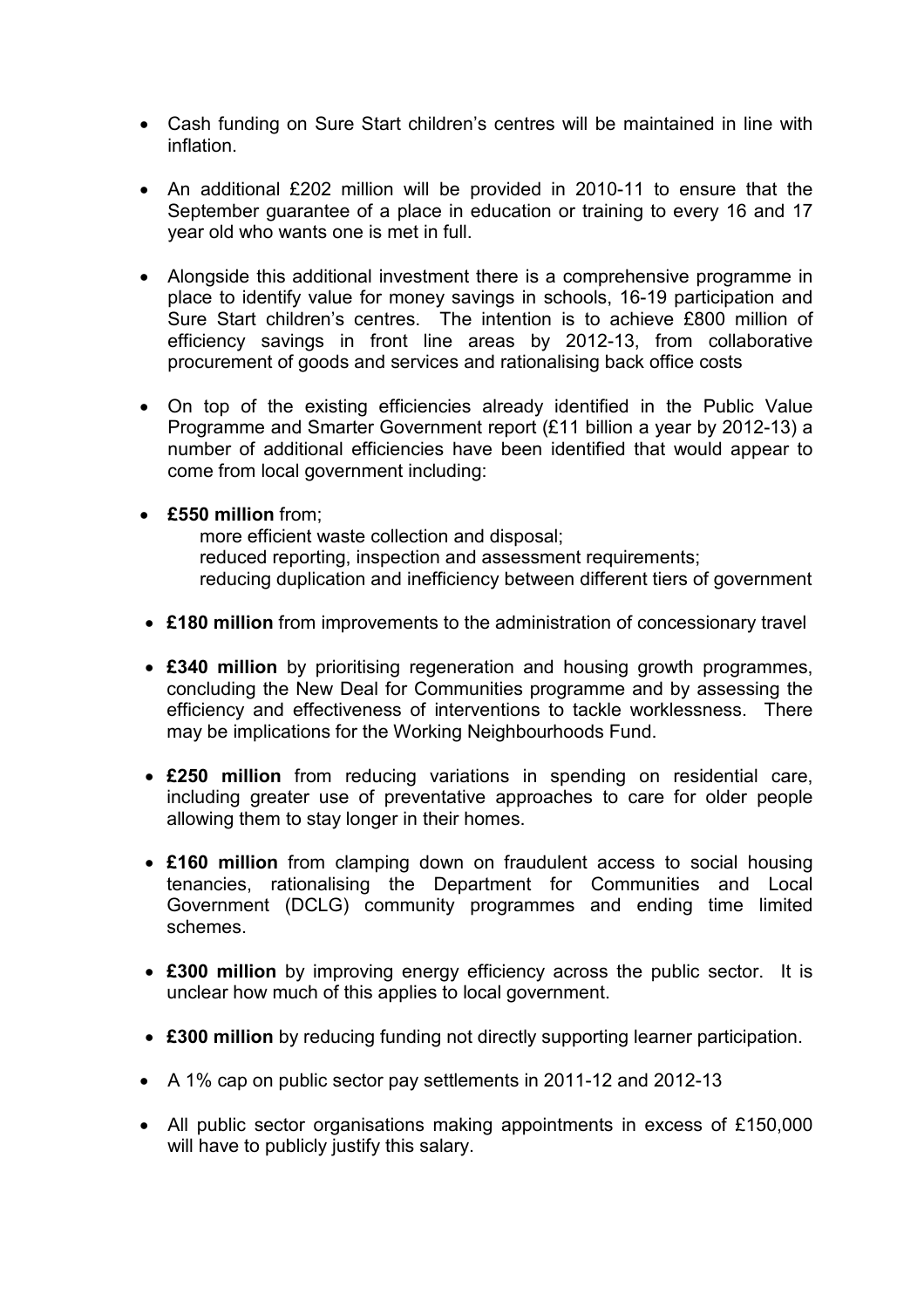- Cash funding on Sure Start children's centres will be maintained in line with inflation.

- An additional £202 million will be provided in 2010-11 to ensure that the September guarantee of a place in education or training to every 16 and 17 year old who wants one is met in full.

- Alongside this additional investment there is a comprehensive programme in place to identify value for money savings in schools, 16-19 participation and Sure Start children's centres. The intention is to achieve £800 million of efficiency savings in front line areas by 2012-13, from collaborative procurement of goods and services and rationalising back office costs

- On top of the existing efficiencies already identified in the Public Value Programme and Smarter Government report (£11 billion a year by 2012-13) a number of additional efficiencies have been identified that would appear to come from local government including:

- **£550 million** from;
  more efficient waste collection and disposal;
  reduced reporting, inspection and assessment requirements;
  reducing duplication and inefficiency between different tiers of government

- **£180 million** from improvements to the administration of concessionary travel

- **£340 million** by prioritising regeneration and housing growth programmes, concluding the New Deal for Communities programme and by assessing the efficiency and effectiveness of interventions to tackle worklessness. There may be implications for the Working Neighbourhoods Fund.

- **£250 million** from reducing variations in spending on residential care, including greater use of preventative approaches to care for older people allowing them to stay longer in their homes.

- **£160 million** from clamping down on fraudulent access to social housing tenancies, rationalising the Department for Communities and Local Government (DCLG) community programmes and ending time limited schemes.

- **£300 million** by improving energy efficiency across the public sector. It is unclear how much of this applies to local government.

- **£300 million** by reducing funding not directly supporting learner participation.

- A 1% cap on public sector pay settlements in 2011-12 and 2012-13

- All public sector organisations making appointments in excess of £150,000 will have to publicly justify this salary.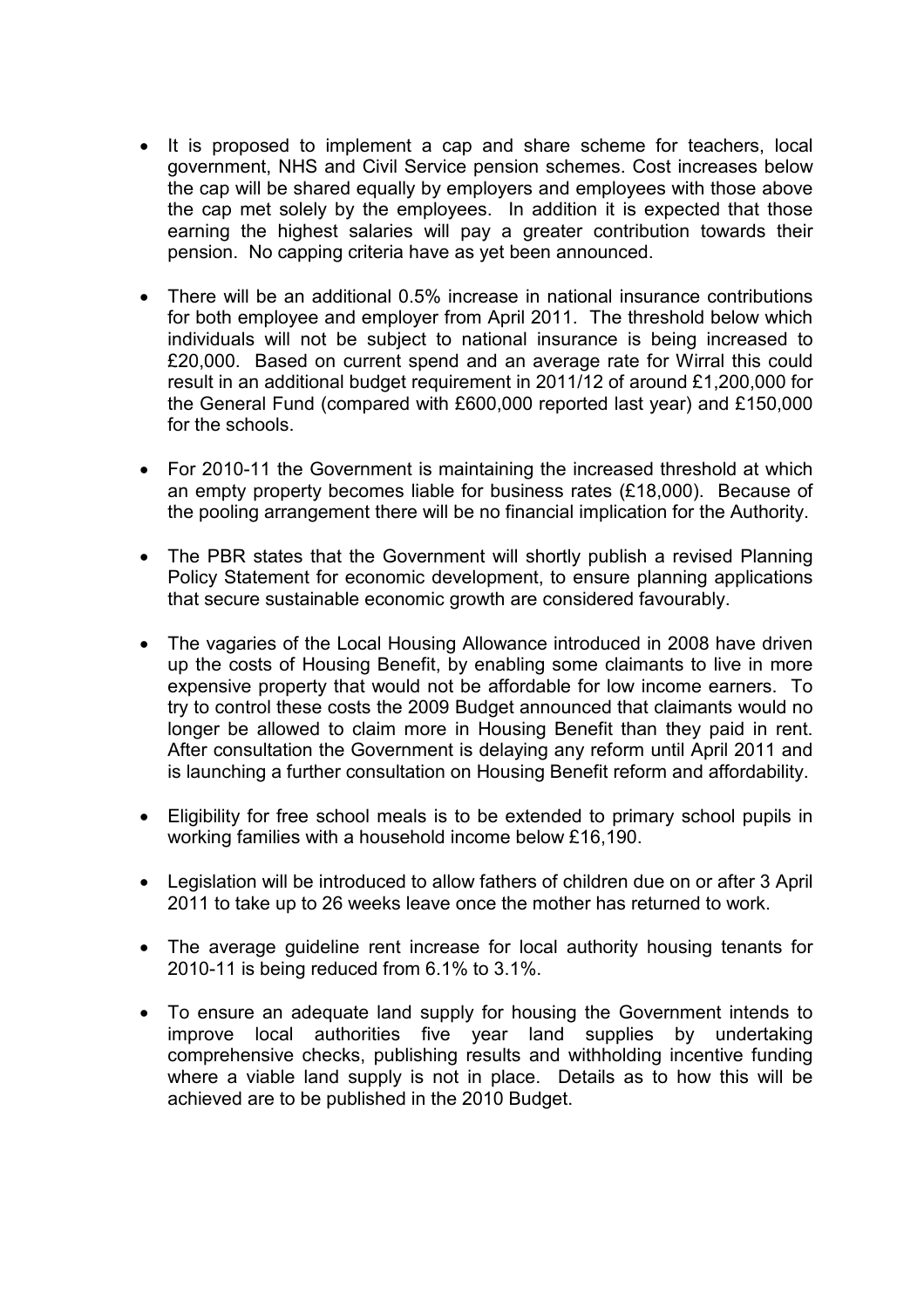- It is proposed to implement a cap and share scheme for teachers, local government, NHS and Civil Service pension schemes. Cost increases below the cap will be shared equally by employers and employees with those above the cap met solely by the employees. In addition it is expected that those earning the highest salaries will pay a greater contribution towards their pension. No capping criteria have as yet been announced.

- There will be an additional 0.5% increase in national insurance contributions for both employee and employer from April 2011. The threshold below which individuals will not be subject to national insurance is being increased to £20,000. Based on current spend and an average rate for Wirral this could result in an additional budget requirement in 2011/12 of around £1,200,000 for the General Fund (compared with £600,000 reported last year) and £150,000 for the schools.

- For 2010-11 the Government is maintaining the increased threshold at which an empty property becomes liable for business rates (£18,000). Because of the pooling arrangement there will be no financial implication for the Authority.

- The PBR states that the Government will shortly publish a revised Planning Policy Statement for economic development, to ensure planning applications that secure sustainable economic growth are considered favourably.

- The vagaries of the Local Housing Allowance introduced in 2008 have driven up the costs of Housing Benefit, by enabling some claimants to live in more expensive property that would not be affordable for low income earners. To try to control these costs the 2009 Budget announced that claimants would no longer be allowed to claim more in Housing Benefit than they paid in rent. After consultation the Government is delaying any reform until April 2011 and is launching a further consultation on Housing Benefit reform and affordability.

- Eligibility for free school meals is to be extended to primary school pupils in working families with a household income below £16,190.

- Legislation will be introduced to allow fathers of children due on or after 3 April 2011 to take up to 26 weeks leave once the mother has returned to work.

- The average guideline rent increase for local authority housing tenants for 2010-11 is being reduced from 6.1% to 3.1%.

- To ensure an adequate land supply for housing the Government intends to improve local authorities five year land supplies by undertaking comprehensive checks, publishing results and withholding incentive funding where a viable land supply is not in place. Details as to how this will be achieved are to be published in the 2010 Budget.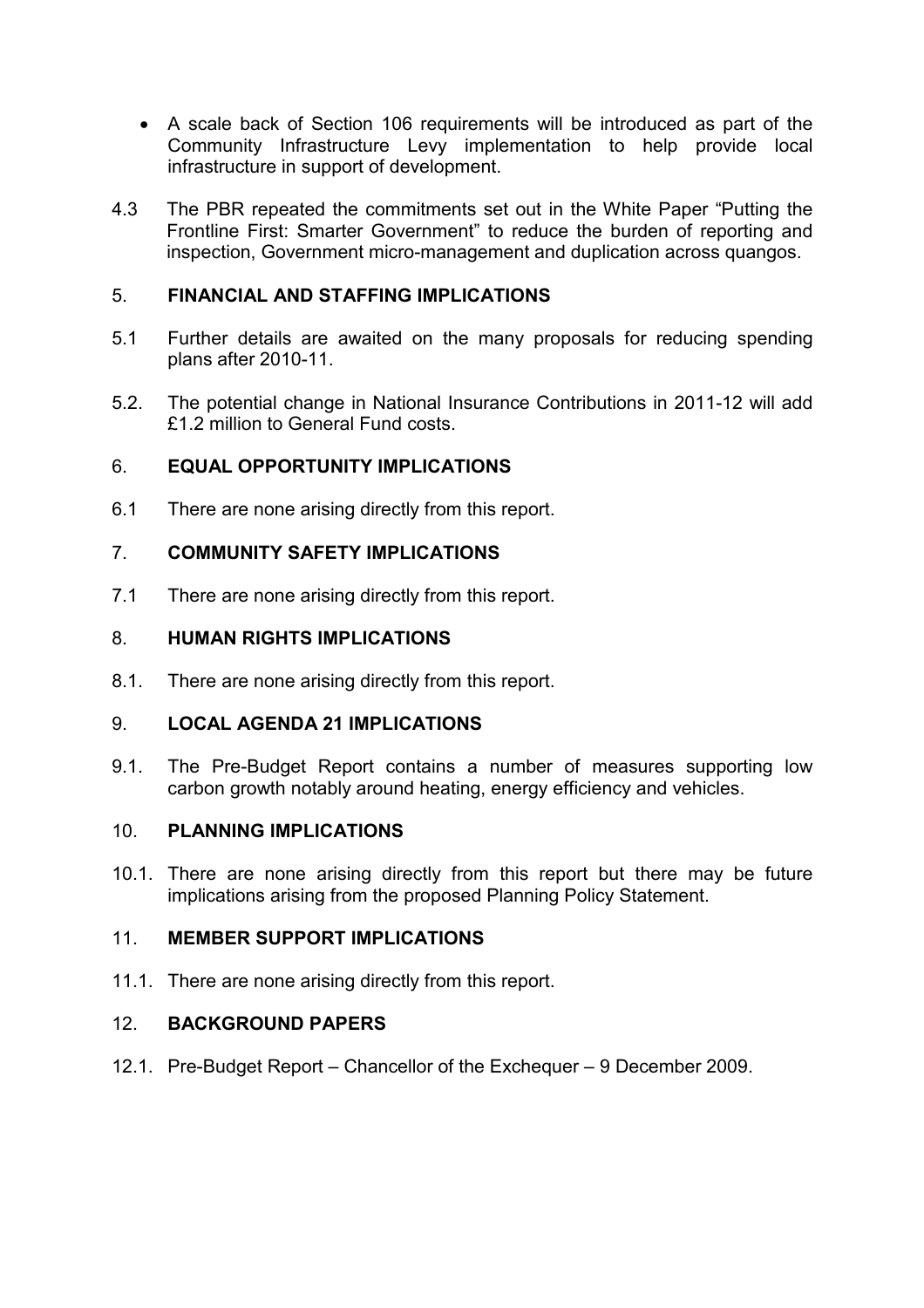- A scale back of Section 106 requirements will be introduced as part of the Community Infrastructure Levy implementation to help provide local infrastructure in support of development.

4.3 The PBR repeated the commitments set out in the White Paper "Putting the Frontline First: Smarter Government" to reduce the burden of reporting and inspection, Government micro-management and duplication across quangos.

## 5. FINANCIAL AND STAFFING IMPLICATIONS

5.1 Further details are awaited on the many proposals for reducing spending plans after 2010-11.

5.2. The potential change in National Insurance Contributions in 2011-12 will add £1.2 million to General Fund costs.

## 6. EQUAL OPPORTUNITY IMPLICATIONS

6.1 There are none arising directly from this report.

## 7. COMMUNITY SAFETY IMPLICATIONS

7.1 There are none arising directly from this report.

## 8. HUMAN RIGHTS IMPLICATIONS

8.1. There are none arising directly from this report.

## 9. LOCAL AGENDA 21 IMPLICATIONS

9.1. The Pre-Budget Report contains a number of measures supporting low carbon growth notably around heating, energy efficiency and vehicles.

## 10. PLANNING IMPLICATIONS

10.1. There are none arising directly from this report but there may be future implications arising from the proposed Planning Policy Statement.

## 11. MEMBER SUPPORT IMPLICATIONS

11.1. There are none arising directly from this report.

## 12. BACKGROUND PAPERS

12.1. Pre-Budget Report – Chancellor of the Exchequer – 9 December 2009.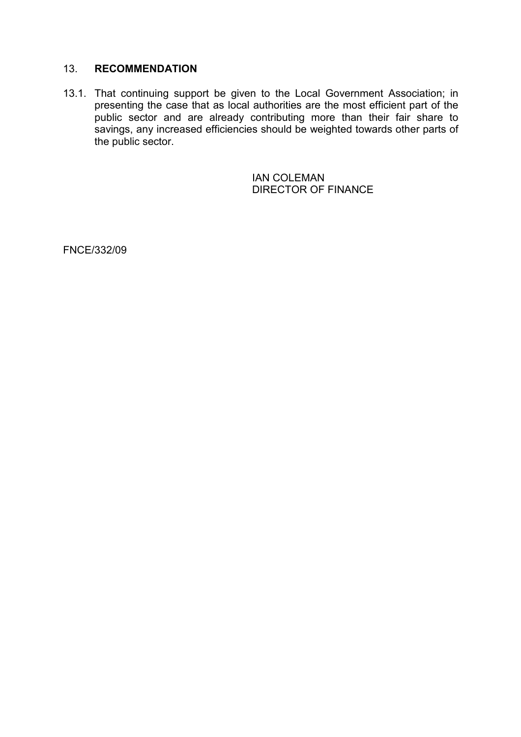## 13. **RECOMMENDATION**

13.1. That continuing support be given to the Local Government Association; in presenting the case that as local authorities are the most efficient part of the public sector and are already contributing more than their fair share to savings, any increased efficiencies should be weighted towards other parts of the public sector.

IAN COLEMAN
DIRECTOR OF FINANCE

FNCE/332/09